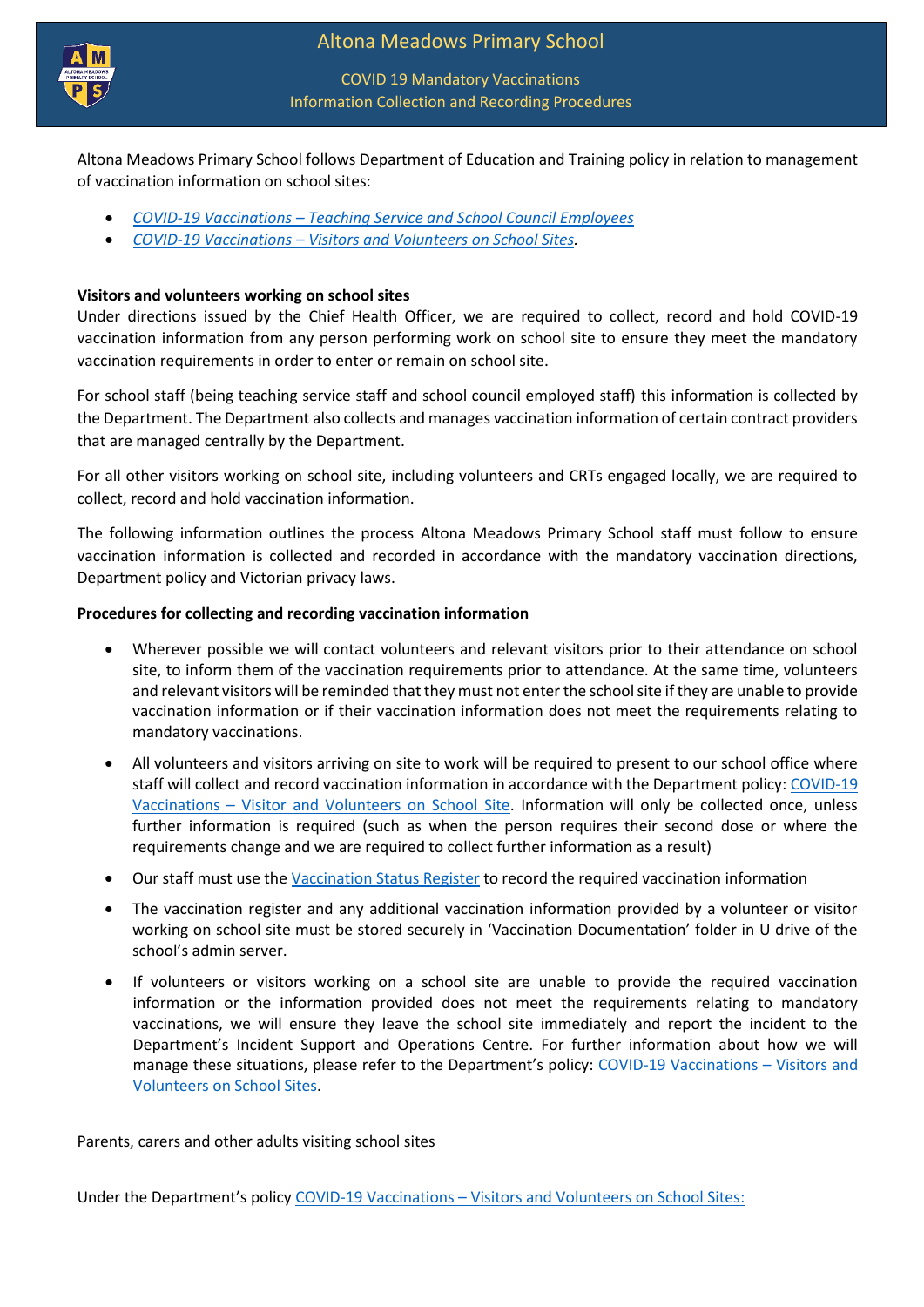# Altona Meadows Primary School

## COVID 19 Mandatory Vaccinations
## Information Collection and Recording Procedures

Altona Meadows Primary School follows Department of Education and Training policy in relation to management of vaccination information on school sites:

- *COVID-19 Vaccinations – Teaching Service and School Council Employees*
- *COVID-19 Vaccinations – Visitors and Volunteers on School Sites*.

**Visitors and volunteers working on school sites**

Under directions issued by the Chief Health Officer, we are required to collect, record and hold COVID-19 vaccination information from any person performing work on school site to ensure they meet the mandatory vaccination requirements in order to enter or remain on school site.

For school staff (being teaching service staff and school council employed staff) this information is collected by the Department. The Department also collects and manages vaccination information of certain contract providers that are managed centrally by the Department.

For all other visitors working on school site, including volunteers and CRTs engaged locally, we are required to collect, record and hold vaccination information.

The following information outlines the process Altona Meadows Primary School staff must follow to ensure vaccination information is collected and recorded in accordance with the mandatory vaccination directions, Department policy and Victorian privacy laws.

**Procedures for collecting and recording vaccination information**

- Wherever possible we will contact volunteers and relevant visitors prior to their attendance on school site, to inform them of the vaccination requirements prior to attendance. At the same time, volunteers and relevant visitors will be reminded that they must not enter the school site if they are unable to provide vaccination information or if their vaccination information does not meet the requirements relating to mandatory vaccinations.
- All volunteers and visitors arriving on site to work will be required to present to our school office where staff will collect and record vaccination information in accordance with the Department policy: COVID-19 Vaccinations – Visitor and Volunteers on School Site. Information will only be collected once, unless further information is required (such as when the person requires their second dose or where the requirements change and we are required to collect further information as a result)
- Our staff must use the Vaccination Status Register to record the required vaccination information
- The vaccination register and any additional vaccination information provided by a volunteer or visitor working on school site must be stored securely in 'Vaccination Documentation' folder in U drive of the school's admin server.
- If volunteers or visitors working on a school site are unable to provide the required vaccination information or the information provided does not meet the requirements relating to mandatory vaccinations, we will ensure they leave the school site immediately and report the incident to the Department's Incident Support and Operations Centre. For further information about how we will manage these situations, please refer to the Department's policy: COVID-19 Vaccinations – Visitors and Volunteers on School Sites.

Parents, carers and other adults visiting school sites

Under the Department's policy COVID-19 Vaccinations – Visitors and Volunteers on School Sites: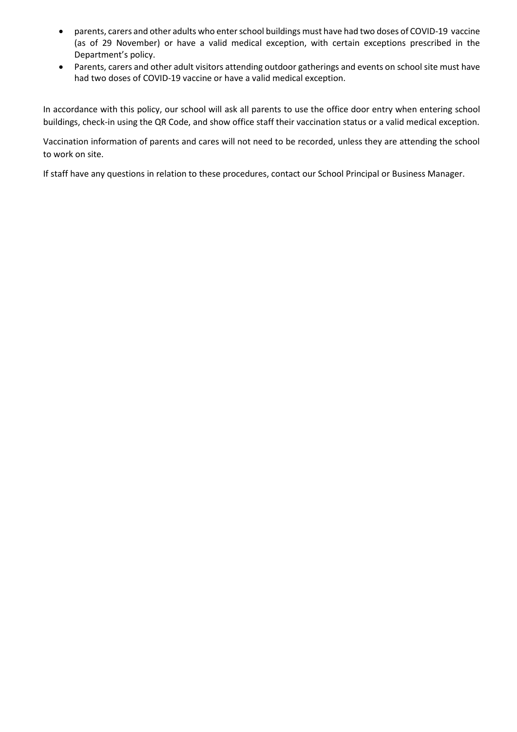- parents, carers and other adults who enter school buildings must have had two doses of COVID-19 vaccine (as of 29 November) or have a valid medical exception, with certain exceptions prescribed in the Department's policy.
- Parents, carers and other adult visitors attending outdoor gatherings and events on school site must have had two doses of COVID-19 vaccine or have a valid medical exception.

In accordance with this policy, our school will ask all parents to use the office door entry when entering school buildings, check-in using the QR Code, and show office staff their vaccination status or a valid medical exception.

Vaccination information of parents and cares will not need to be recorded, unless they are attending the school to work on site.

If staff have any questions in relation to these procedures, contact our School Principal or Business Manager.